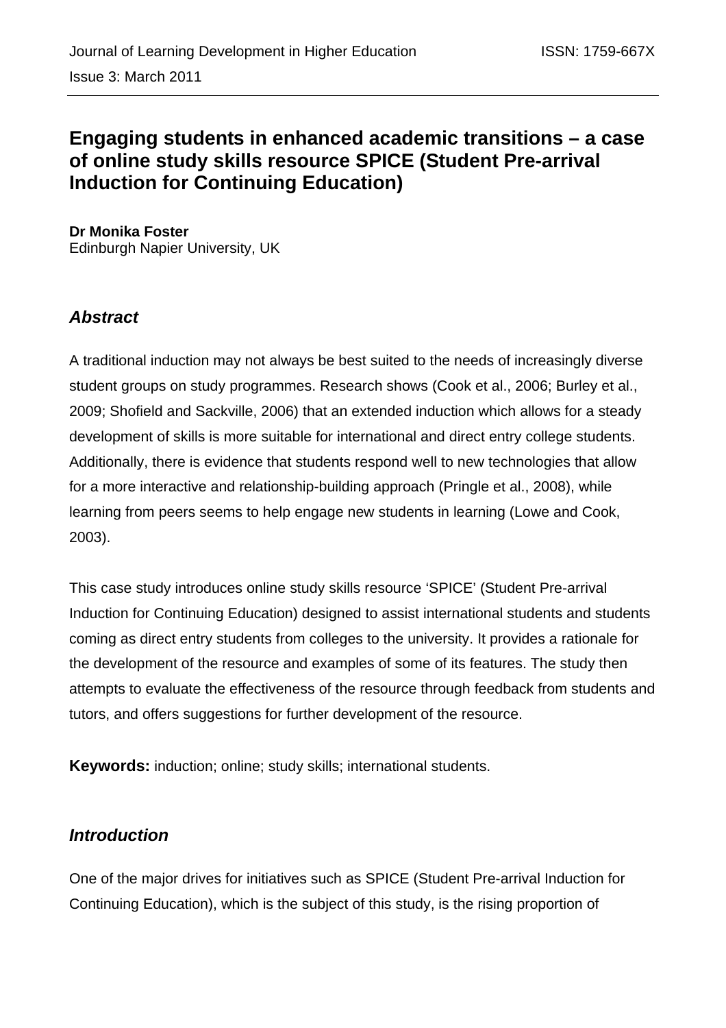# Engaging students in enhanced academic transitions – a case of online study skills resource SPICE (Student Pre-arrival Induction for Continuing Education)

**Dr Monika Foster**
Edinburgh Napier University, UK

## *Abstract*

A traditional induction may not always be best suited to the needs of increasingly diverse student groups on study programmes. Research shows (Cook et al., 2006; Burley et al., 2009; Shofield and Sackville, 2006) that an extended induction which allows for a steady development of skills is more suitable for international and direct entry college students. Additionally, there is evidence that students respond well to new technologies that allow for a more interactive and relationship-building approach (Pringle et al., 2008), while learning from peers seems to help engage new students in learning (Lowe and Cook, 2003).

This case study introduces online study skills resource 'SPICE' (Student Pre-arrival Induction for Continuing Education) designed to assist international students and students coming as direct entry students from colleges to the university. It provides a rationale for the development of the resource and examples of some of its features. The study then attempts to evaluate the effectiveness of the resource through feedback from students and tutors, and offers suggestions for further development of the resource.

**Keywords:** induction; online; study skills; international students.

## *Introduction*

One of the major drives for initiatives such as SPICE (Student Pre-arrival Induction for Continuing Education), which is the subject of this study, is the rising proportion of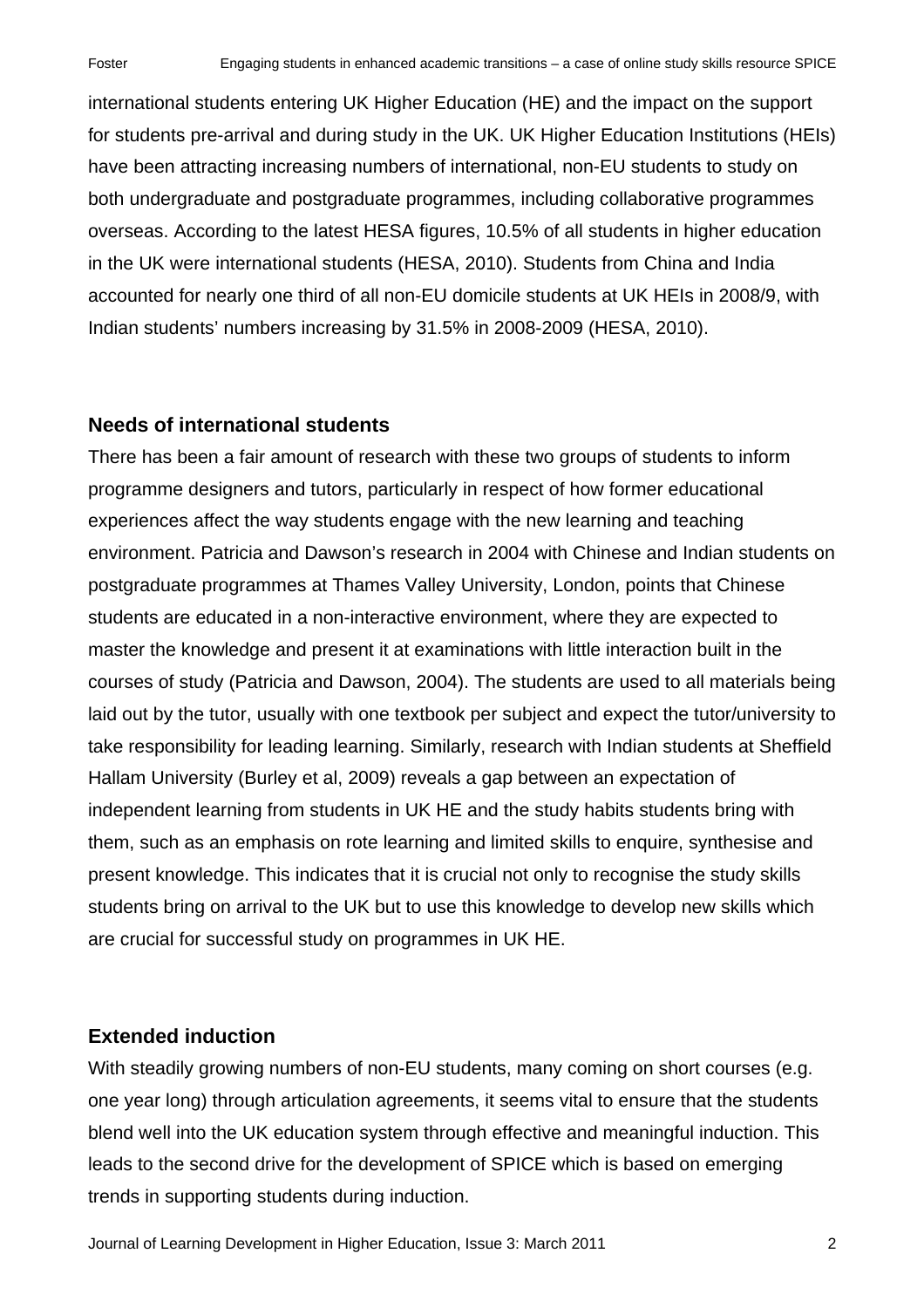international students entering UK Higher Education (HE) and the impact on the support for students pre-arrival and during study in the UK. UK Higher Education Institutions (HEIs) have been attracting increasing numbers of international, non-EU students to study on both undergraduate and postgraduate programmes, including collaborative programmes overseas. According to the latest HESA figures, 10.5% of all students in higher education in the UK were international students (HESA, 2010). Students from China and India accounted for nearly one third of all non-EU domicile students at UK HEIs in 2008/9, with Indian students' numbers increasing by 31.5% in 2008-2009 (HESA, 2010).

## Needs of international students

There has been a fair amount of research with these two groups of students to inform programme designers and tutors, particularly in respect of how former educational experiences affect the way students engage with the new learning and teaching environment. Patricia and Dawson's research in 2004 with Chinese and Indian students on postgraduate programmes at Thames Valley University, London, points that Chinese students are educated in a non-interactive environment, where they are expected to master the knowledge and present it at examinations with little interaction built in the courses of study (Patricia and Dawson, 2004). The students are used to all materials being laid out by the tutor, usually with one textbook per subject and expect the tutor/university to take responsibility for leading learning. Similarly, research with Indian students at Sheffield Hallam University (Burley et al, 2009) reveals a gap between an expectation of independent learning from students in UK HE and the study habits students bring with them, such as an emphasis on rote learning and limited skills to enquire, synthesise and present knowledge. This indicates that it is crucial not only to recognise the study skills students bring on arrival to the UK but to use this knowledge to develop new skills which are crucial for successful study on programmes in UK HE.

## Extended induction

With steadily growing numbers of non-EU students, many coming on short courses (e.g. one year long) through articulation agreements, it seems vital to ensure that the students blend well into the UK education system through effective and meaningful induction. This leads to the second drive for the development of SPICE which is based on emerging trends in supporting students during induction.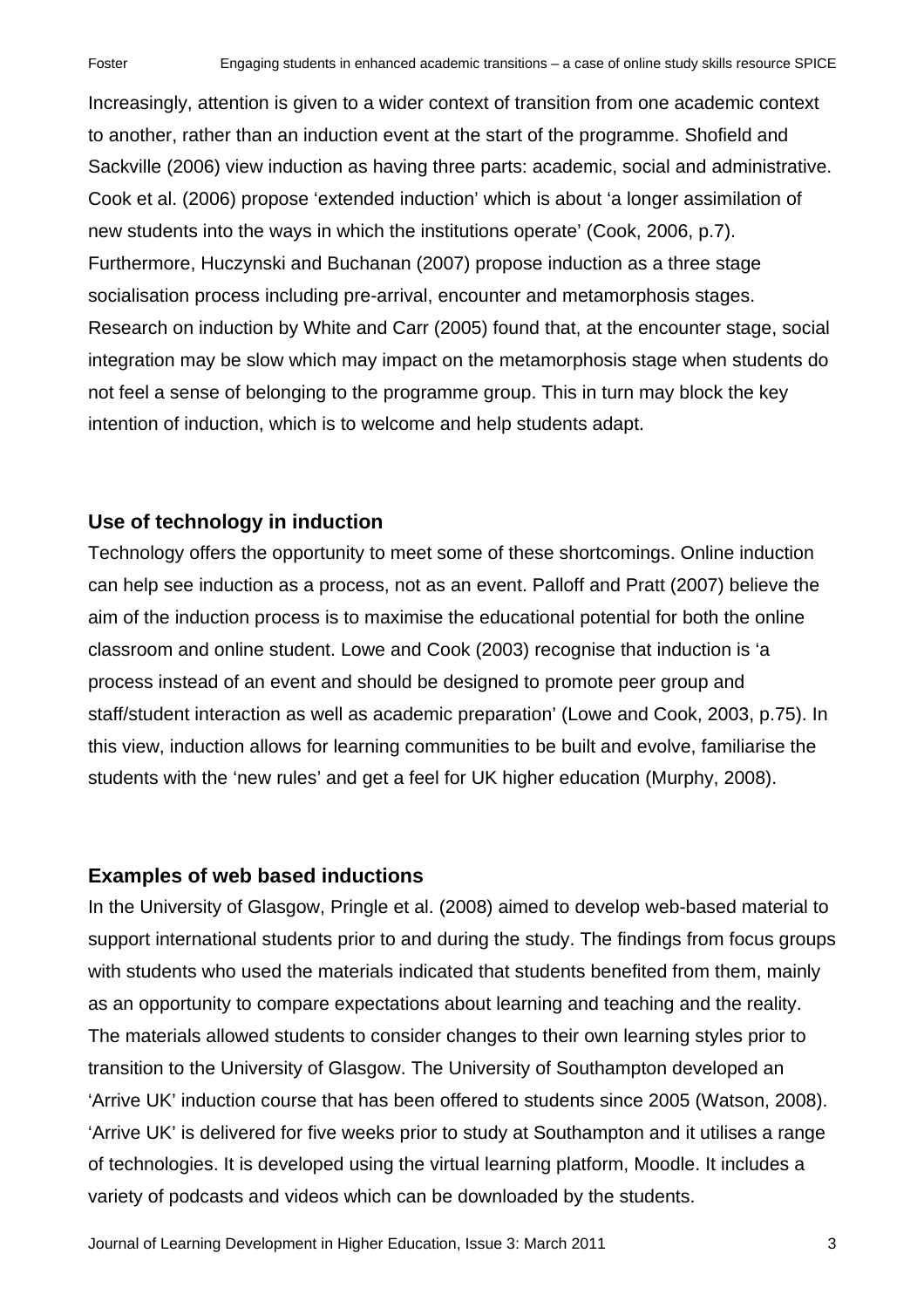Increasingly, attention is given to a wider context of transition from one academic context to another, rather than an induction event at the start of the programme. Shofield and Sackville (2006) view induction as having three parts: academic, social and administrative. Cook et al. (2006) propose 'extended induction' which is about 'a longer assimilation of new students into the ways in which the institutions operate' (Cook, 2006, p.7). Furthermore, Huczynski and Buchanan (2007) propose induction as a three stage socialisation process including pre-arrival, encounter and metamorphosis stages. Research on induction by White and Carr (2005) found that, at the encounter stage, social integration may be slow which may impact on the metamorphosis stage when students do not feel a sense of belonging to the programme group. This in turn may block the key intention of induction, which is to welcome and help students adapt.

## Use of technology in induction

Technology offers the opportunity to meet some of these shortcomings. Online induction can help see induction as a process, not as an event. Palloff and Pratt (2007) believe the aim of the induction process is to maximise the educational potential for both the online classroom and online student. Lowe and Cook (2003) recognise that induction is 'a process instead of an event and should be designed to promote peer group and staff/student interaction as well as academic preparation' (Lowe and Cook, 2003, p.75). In this view, induction allows for learning communities to be built and evolve, familiarise the students with the 'new rules' and get a feel for UK higher education (Murphy, 2008).

## Examples of web based inductions

In the University of Glasgow, Pringle et al. (2008) aimed to develop web-based material to support international students prior to and during the study. The findings from focus groups with students who used the materials indicated that students benefited from them, mainly as an opportunity to compare expectations about learning and teaching and the reality. The materials allowed students to consider changes to their own learning styles prior to transition to the University of Glasgow. The University of Southampton developed an 'Arrive UK' induction course that has been offered to students since 2005 (Watson, 2008). 'Arrive UK' is delivered for five weeks prior to study at Southampton and it utilises a range of technologies. It is developed using the virtual learning platform, Moodle. It includes a variety of podcasts and videos which can be downloaded by the students.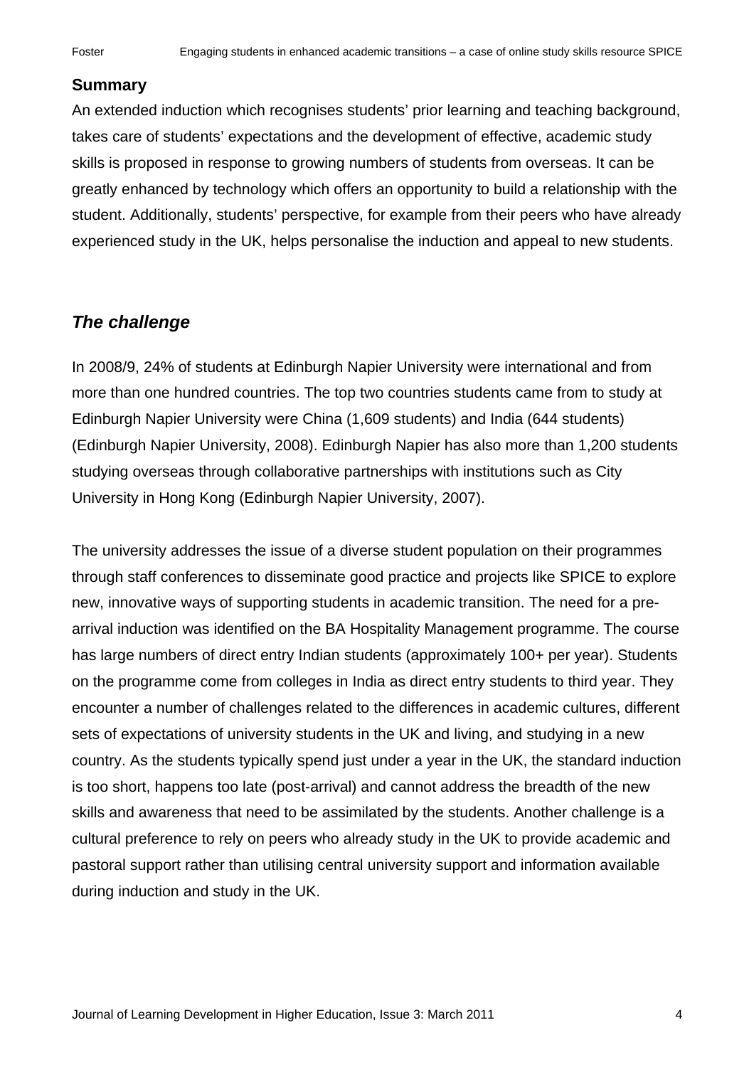## Summary

An extended induction which recognises students' prior learning and teaching background, takes care of students' expectations and the development of effective, academic study skills is proposed in response to growing numbers of students from overseas. It can be greatly enhanced by technology which offers an opportunity to build a relationship with the student. Additionally, students' perspective, for example from their peers who have already experienced study in the UK, helps personalise the induction and appeal to new students.

## *The challenge*

In 2008/9, 24% of students at Edinburgh Napier University were international and from more than one hundred countries. The top two countries students came from to study at Edinburgh Napier University were China (1,609 students) and India (644 students) (Edinburgh Napier University, 2008). Edinburgh Napier has also more than 1,200 students studying overseas through collaborative partnerships with institutions such as City University in Hong Kong (Edinburgh Napier University, 2007).

The university addresses the issue of a diverse student population on their programmes through staff conferences to disseminate good practice and projects like SPICE to explore new, innovative ways of supporting students in academic transition. The need for a pre-arrival induction was identified on the BA Hospitality Management programme. The course has large numbers of direct entry Indian students (approximately 100+ per year). Students on the programme come from colleges in India as direct entry students to third year. They encounter a number of challenges related to the differences in academic cultures, different sets of expectations of university students in the UK and living, and studying in a new country. As the students typically spend just under a year in the UK, the standard induction is too short, happens too late (post-arrival) and cannot address the breadth of the new skills and awareness that need to be assimilated by the students. Another challenge is a cultural preference to rely on peers who already study in the UK to provide academic and pastoral support rather than utilising central university support and information available during induction and study in the UK.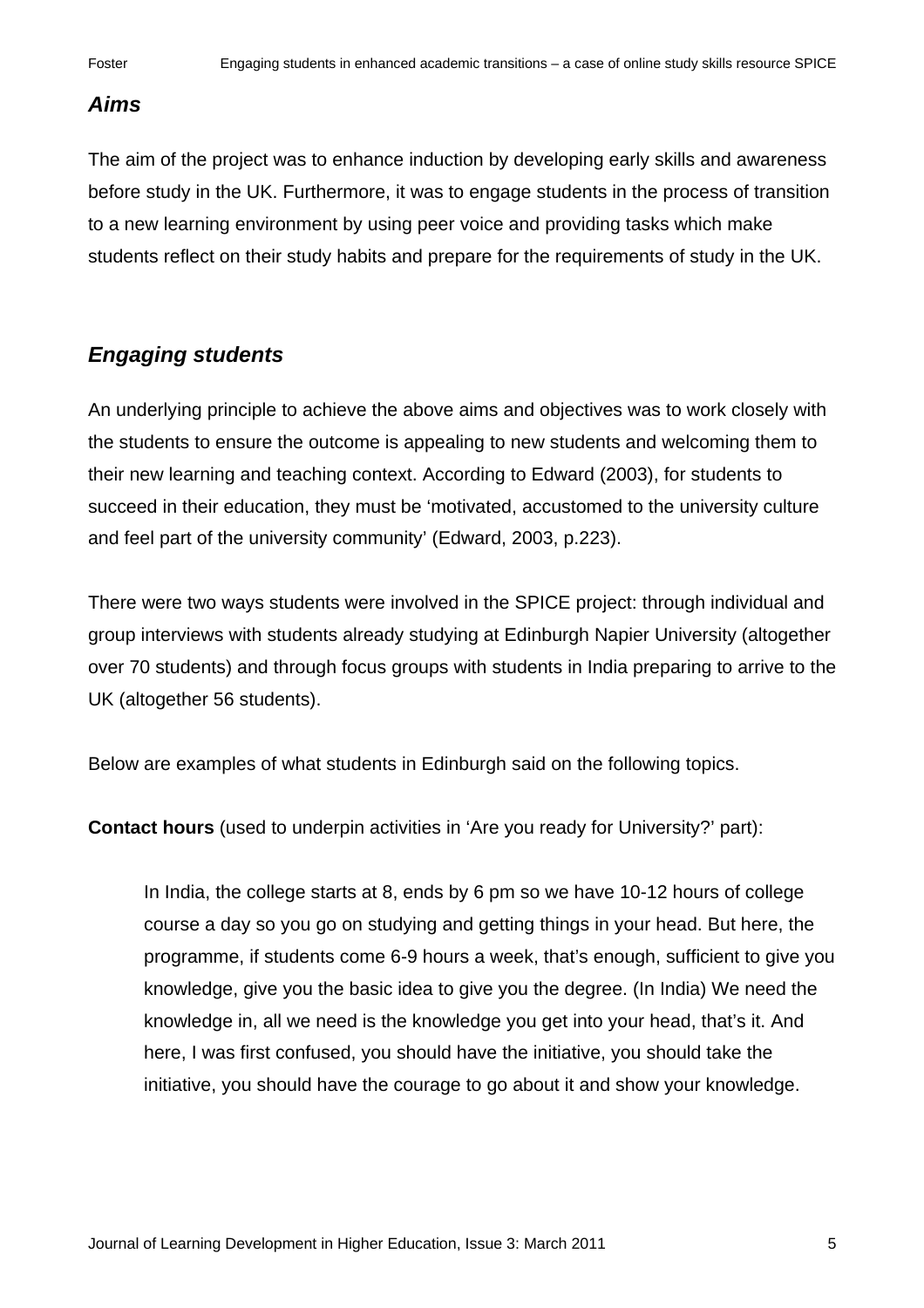### *Aims*

The aim of the project was to enhance induction by developing early skills and awareness before study in the UK. Furthermore, it was to engage students in the process of transition to a new learning environment by using peer voice and providing tasks which make students reflect on their study habits and prepare for the requirements of study in the UK.

### *Engaging students*

An underlying principle to achieve the above aims and objectives was to work closely with the students to ensure the outcome is appealing to new students and welcoming them to their new learning and teaching context. According to Edward (2003), for students to succeed in their education, they must be 'motivated, accustomed to the university culture and feel part of the university community' (Edward, 2003, p.223).

There were two ways students were involved in the SPICE project: through individual and group interviews with students already studying at Edinburgh Napier University (altogether over 70 students) and through focus groups with students in India preparing to arrive to the UK (altogether 56 students).

Below are examples of what students in Edinburgh said on the following topics.

**Contact hours** (used to underpin activities in 'Are you ready for University?' part):

> In India, the college starts at 8, ends by 6 pm so we have 10-12 hours of college course a day so you go on studying and getting things in your head. But here, the programme, if students come 6-9 hours a week, that's enough, sufficient to give you knowledge, give you the basic idea to give you the degree. (In India) We need the knowledge in, all we need is the knowledge you get into your head, that's it. And here, I was first confused, you should have the initiative, you should take the initiative, you should have the courage to go about it and show your knowledge.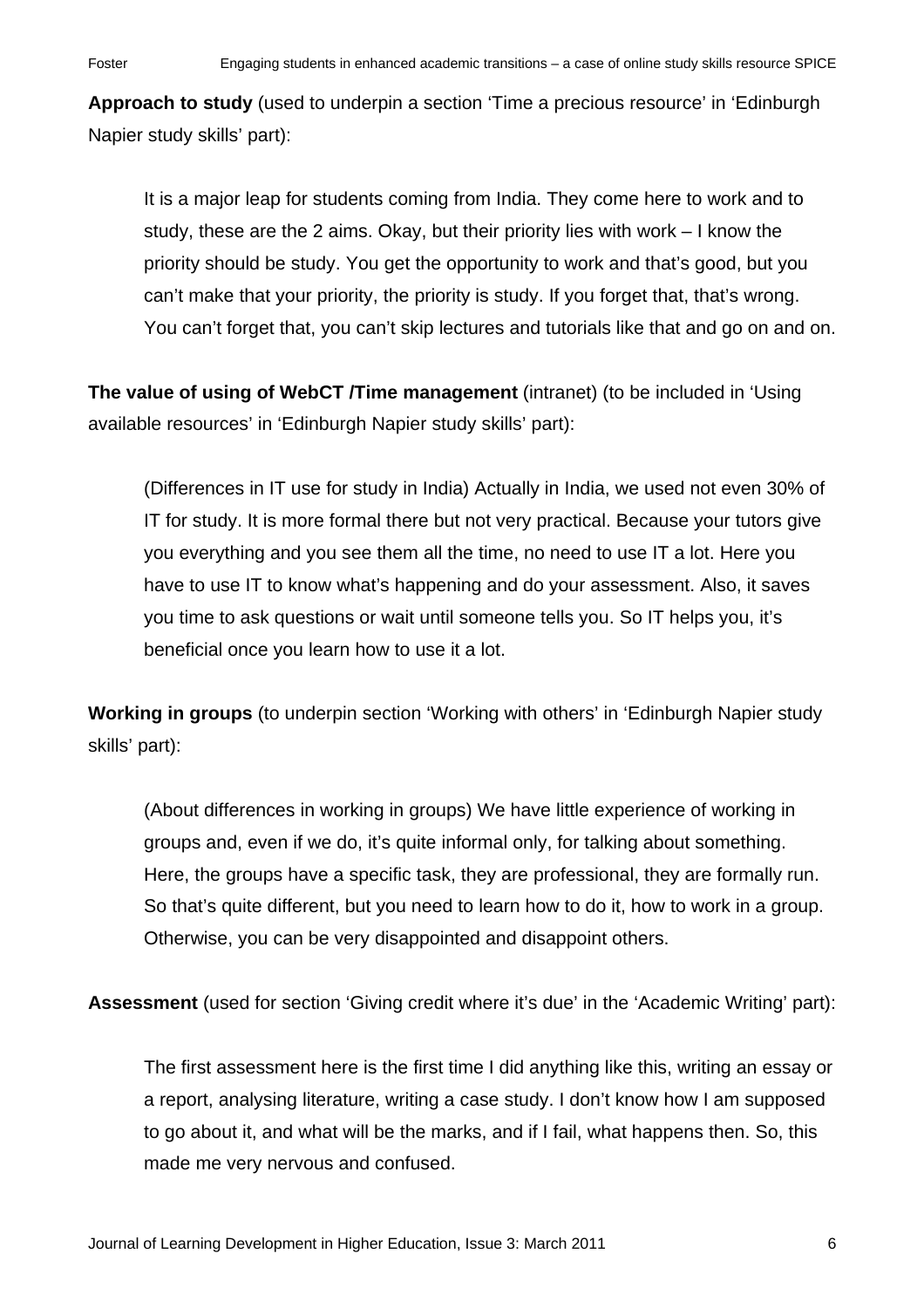**Approach to study** (used to underpin a section 'Time a precious resource' in 'Edinburgh Napier study skills' part):

> It is a major leap for students coming from India. They come here to work and to study, these are the 2 aims. Okay, but their priority lies with work – I know the priority should be study. You get the opportunity to work and that's good, but you can't make that your priority, the priority is study. If you forget that, that's wrong. You can't forget that, you can't skip lectures and tutorials like that and go on and on.

**The value of using of WebCT /Time management** (intranet) (to be included in 'Using available resources' in 'Edinburgh Napier study skills' part):

> (Differences in IT use for study in India) Actually in India, we used not even 30% of IT for study. It is more formal there but not very practical. Because your tutors give you everything and you see them all the time, no need to use IT a lot. Here you have to use IT to know what's happening and do your assessment. Also, it saves you time to ask questions or wait until someone tells you. So IT helps you, it's beneficial once you learn how to use it a lot.

**Working in groups** (to underpin section 'Working with others' in 'Edinburgh Napier study skills' part):

> (About differences in working in groups) We have little experience of working in groups and, even if we do, it's quite informal only, for talking about something. Here, the groups have a specific task, they are professional, they are formally run. So that's quite different, but you need to learn how to do it, how to work in a group. Otherwise, you can be very disappointed and disappoint others.

**Assessment** (used for section 'Giving credit where it's due' in the 'Academic Writing' part):

> The first assessment here is the first time I did anything like this, writing an essay or a report, analysing literature, writing a case study. I don't know how I am supposed to go about it, and what will be the marks, and if I fail, what happens then. So, this made me very nervous and confused.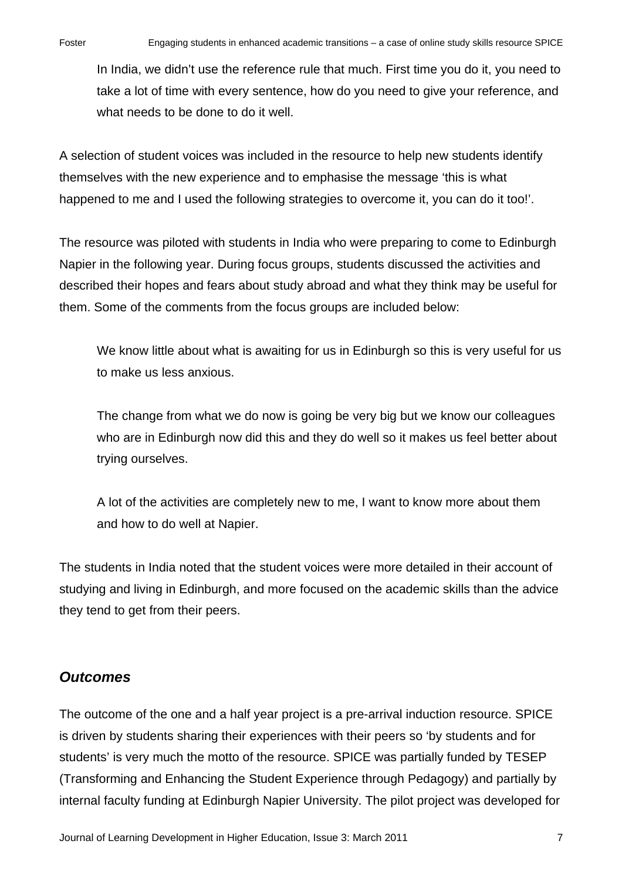> In India, we didn't use the reference rule that much. First time you do it, you need to take a lot of time with every sentence, how do you need to give your reference, and what needs to be done to do it well.

A selection of student voices was included in the resource to help new students identify themselves with the new experience and to emphasise the message 'this is what happened to me and I used the following strategies to overcome it, you can do it too!'.

The resource was piloted with students in India who were preparing to come to Edinburgh Napier in the following year. During focus groups, students discussed the activities and described their hopes and fears about study abroad and what they think may be useful for them. Some of the comments from the focus groups are included below:

> We know little about what is awaiting for us in Edinburgh so this is very useful for us to make us less anxious.

> The change from what we do now is going be very big but we know our colleagues who are in Edinburgh now did this and they do well so it makes us feel better about trying ourselves.

> A lot of the activities are completely new to me, I want to know more about them and how to do well at Napier.

The students in India noted that the student voices were more detailed in their account of studying and living in Edinburgh, and more focused on the academic skills than the advice they tend to get from their peers.

## *Outcomes*

The outcome of the one and a half year project is a pre-arrival induction resource. SPICE is driven by students sharing their experiences with their peers so 'by students and for students' is very much the motto of the resource. SPICE was partially funded by TESEP (Transforming and Enhancing the Student Experience through Pedagogy) and partially by internal faculty funding at Edinburgh Napier University. The pilot project was developed for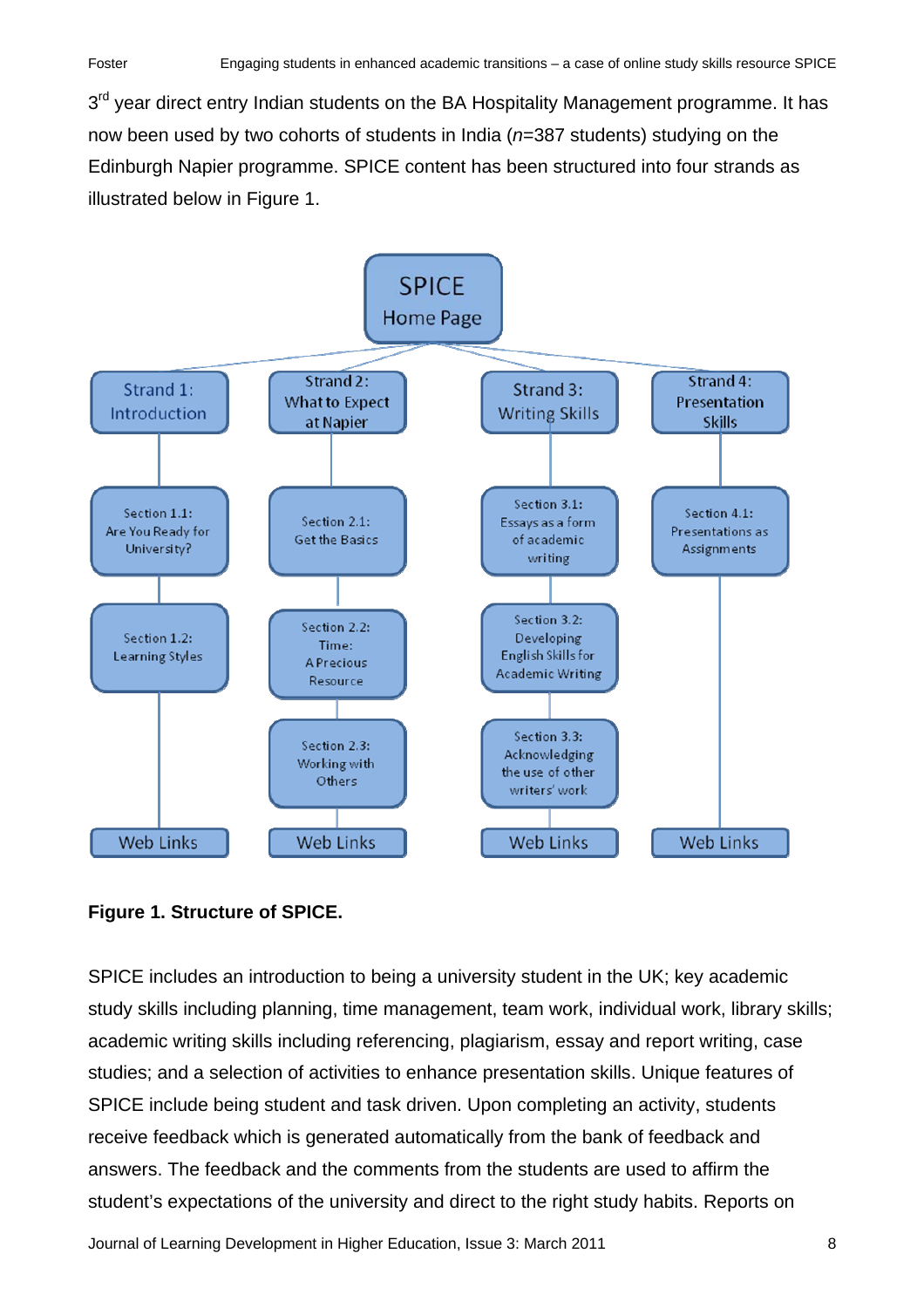3rd year direct entry Indian students on the BA Hospitality Management programme. It has now been used by two cohorts of students in India ($n$=387 students) studying on the Edinburgh Napier programme. SPICE content has been structured into four strands as illustrated below in Figure 1.

- **SPICE Home Page**
  - Strand 1: Introduction
    - Section 1.1: Are You Ready for University?
    - Section 1.2: Learning Styles
    - Web Links
  - Strand 2: What to Expect at Napier
    - Section 2.1: Get the Basics
    - Section 2.2: Time: A Precious Resource
    - Section 2.3: Working with Others
    - Web Links
  - Strand 3: Writing Skills
    - Section 3.1: Essays as a form of academic writing
    - Section 3.2: Developing English Skills for Academic Writing
    - Section 3.3: Acknowledging the use of other writers' work
    - Web Links
  - Strand 4: Presentation Skills
    - Section 4.1: Presentations as Assignments
    - Web Links

**Figure 1. Structure of SPICE.**

SPICE includes an introduction to being a university student in the UK; key academic study skills including planning, time management, team work, individual work, library skills; academic writing skills including referencing, plagiarism, essay and report writing, case studies; and a selection of activities to enhance presentation skills. Unique features of SPICE include being student and task driven. Upon completing an activity, students receive feedback which is generated automatically from the bank of feedback and answers. The feedback and the comments from the students are used to affirm the student's expectations of the university and direct to the right study habits. Reports on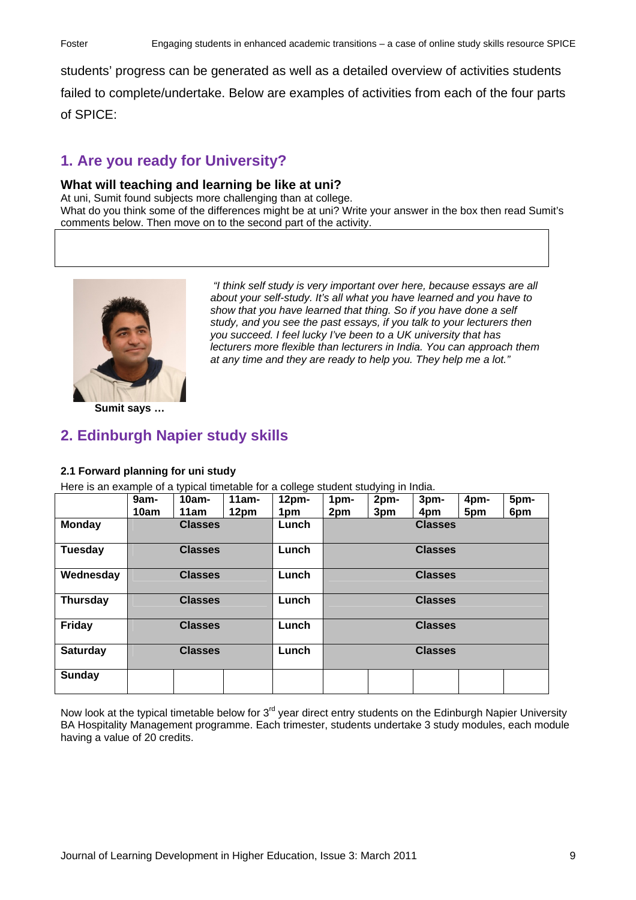students' progress can be generated as well as a detailed overview of activities students failed to complete/undertake. Below are examples of activities from each of the four parts of SPICE:

## 1. Are you ready for University?

### What will teaching and learning be like at uni?

At uni, Sumit found subjects more challenging than at college.
What do you think some of the differences might be at uni? Write your answer in the box then read Sumit's comments below. Then move on to the second part of the activity.

*"I think self study is very important over here, because essays are all about your self-study. It's all what you have learned and you have to show that you have learned that thing. So if you have done a self study, and you see the past essays, if you talk to your lecturers then you succeed. I feel lucky I've been to a UK university that has lecturers more flexible than lecturers in India. You can approach them at any time and they are ready to help you. They help me a lot."*

**Sumit says …**

## 2. Edinburgh Napier study skills

#### 2.1 Forward planning for uni study

Here is an example of a typical timetable for a college student studying in India.

| | 9am-10am | 10am-11am | 11am-12pm | 12pm-1pm | 1pm-2pm | 2pm-3pm | 3pm-4pm | 4pm-5pm | 5pm-6pm |
|---|---|---|---|---|---|---|---|---|---|
| **Monday** | | **Classes** | | **Lunch** | | | **Classes** | | |
| **Tuesday** | | **Classes** | | **Lunch** | | | **Classes** | | |
| **Wednesday** | | **Classes** | | **Lunch** | | | **Classes** | | |
| **Thursday** | | **Classes** | | **Lunch** | | | **Classes** | | |
| **Friday** | | **Classes** | | **Lunch** | | | **Classes** | | |
| **Saturday** | | **Classes** | | **Lunch** | | | **Classes** | | |
| **Sunday** | | | | | | | | | |

Now look at the typical timetable below for 3rd year direct entry students on the Edinburgh Napier University BA Hospitality Management programme. Each trimester, students undertake 3 study modules, each module having a value of 20 credits.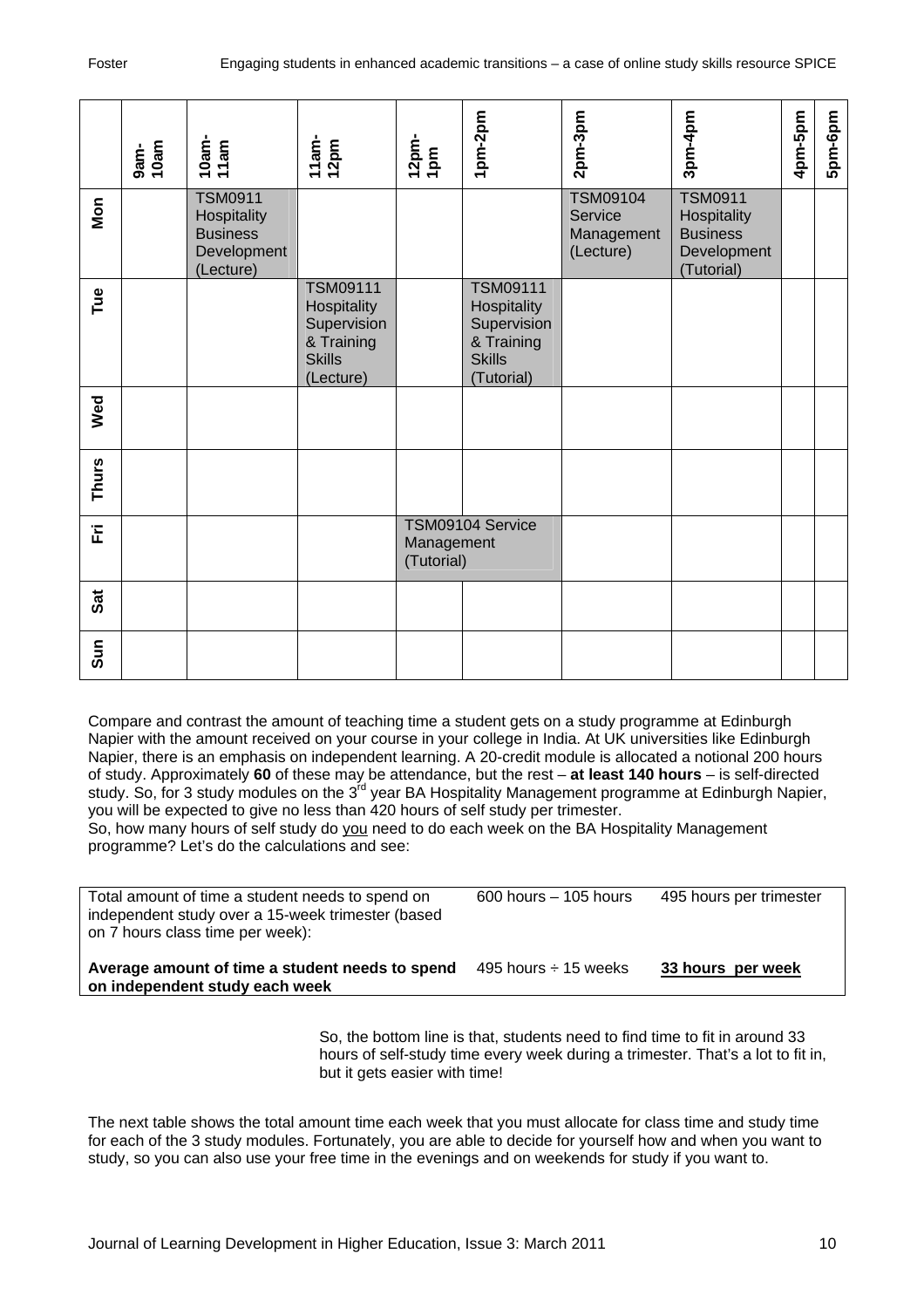| | 9am-10am | 10am-11am | 11am-12pm | 12pm-1pm | 1pm-2pm | 2pm-3pm | 3pm-4pm | 4pm-5pm | 5pm-6pm |
|---|---|---|---|---|---|---|---|---|---|
| Mon | | TSM0911 Hospitality Business Development (Lecture) | | | | TSM09104 Service Management (Lecture) | TSM0911 Hospitality Business Development (Tutorial) | | |
| Tue | | | TSM09111 Hospitality Supervision & Training Skills (Lecture) | | TSM09111 Hospitality Supervision & Training Skills (Tutorial) | | | | |
| Wed | | | | | | | | | |
| Thurs | | | | | | | | | |
| Fri | | | | TSM09104 Service Management (Tutorial) | | | | | |
| Sat | | | | | | | | | |
| Sun | | | | | | | | | |

Compare and contrast the amount of teaching time a student gets on a study programme at Edinburgh Napier with the amount received on your course in your college in India. At UK universities like Edinburgh Napier, there is an emphasis on independent learning. A 20-credit module is allocated a notional 200 hours of study. Approximately **60** of these may be attendance, but the rest – **at least 140 hours** – is self-directed study. So, for 3 study modules on the 3rd year BA Hospitality Management programme at Edinburgh Napier, you will be expected to give no less than 420 hours of self study per trimester.

So, how many hours of self study do <u>you</u> need to do each week on the BA Hospitality Management programme? Let's do the calculations and see:

| | | |
|---|---|---|
| Total amount of time a student needs to spend on independent study over a 15-week trimester (based on 7 hours class time per week): | 600 hours – 105 hours | 495 hours per trimester |
| **Average amount of time a student needs to spend on independent study each week** | 495 hours ÷ 15 weeks | **<u>33 hours per week</u>** |

So, the bottom line is that, students need to find time to fit in around 33 hours of self-study time every week during a trimester. That's a lot to fit in, but it gets easier with time!

The next table shows the total amount time each week that you must allocate for class time and study time for each of the 3 study modules. Fortunately, you are able to decide for yourself how and when you want to study, so you can also use your free time in the evenings and on weekends for study if you want to.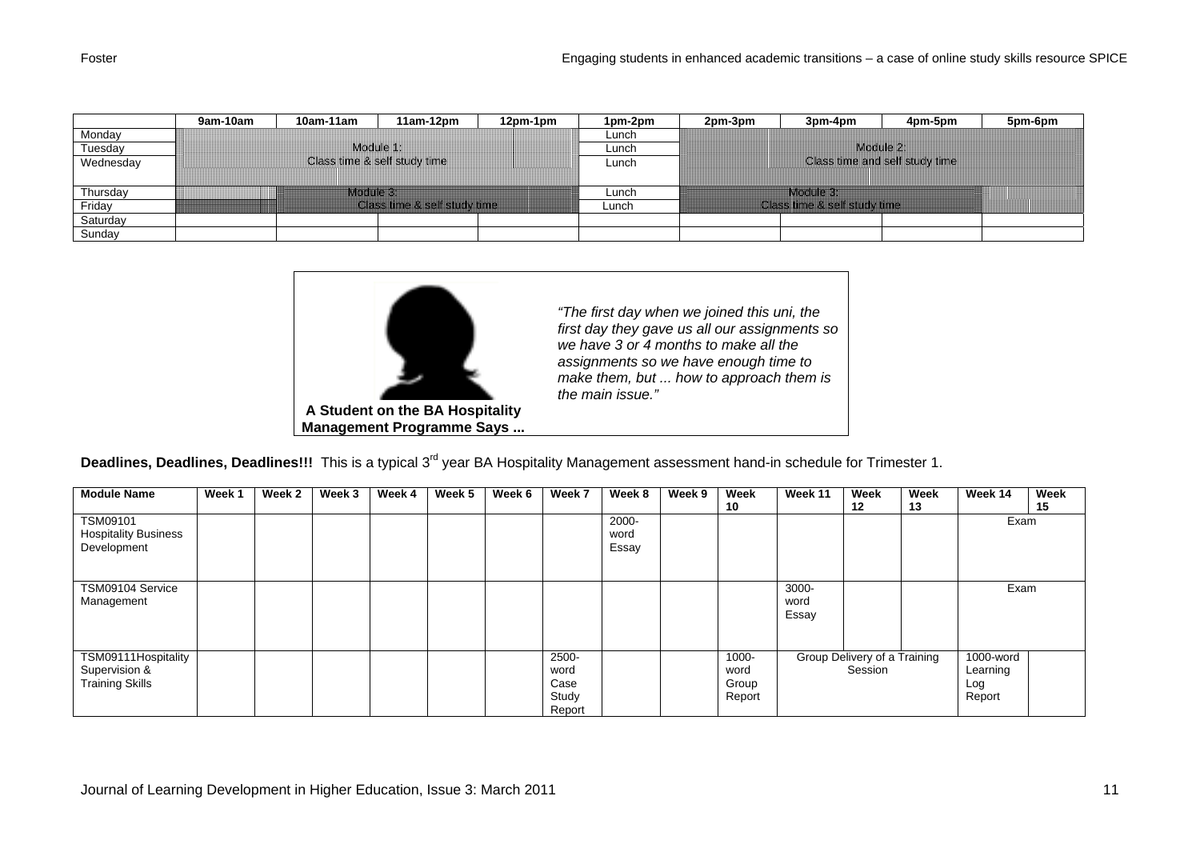| | 9am-10am | 10am-11am | 11am-12pm | 12pm-1pm | 1pm-2pm | 2pm-3pm | 3pm-4pm | 4pm-5pm | 5pm-6pm |
|---|---|---|---|---|---|---|---|---|---|
| Monday | Module 1: Class time & self study time | | | | Lunch | Module 2: Class time and self study time | | | |
| Tuesday | | | | | Lunch | | | | |
| Wednesday | | | | | Lunch | | | | |
| Thursday | | Module 3: Class time & self study time | | | Lunch | Module 3: Class time & self study time | | | |
| Friday | | | | | Lunch | | | | |
| Saturday | | | | | | | | | |
| Sunday | | | | | | | | | |

> *"The first day when we joined this uni, the first day they gave us all our assignments so we have 3 or 4 months to make all the assignments so we have enough time to make them, but ... how to approach them is the main issue."*
>
> **A Student on the BA Hospitality Management Programme Says ...**

**Deadlines, Deadlines, Deadlines!!!** This is a typical 3rd year BA Hospitality Management assessment hand-in schedule for Trimester 1.

| Module Name | Week 1 | Week 2 | Week 3 | Week 4 | Week 5 | Week 6 | Week 7 | Week 8 | Week 9 | Week 10 | Week 11 | Week 12 | Week 13 | Week 14 | Week 15 |
|---|---|---|---|---|---|---|---|---|---|---|---|---|---|---|---|
| TSM09101 Hospitality Business Development | | | | | | | | 2000-word Essay | | | | | | Exam | |
| TSM09104 Service Management | | | | | | | | | | | 3000-word Essay | | | Exam | |
| TSM09111Hospitality Supervision & Training Skills | | | | | | | 2500-word Case Study Report | | | 1000-word Group Report | Group Delivery of a Training Session | | | 1000-word Learning Log Report | |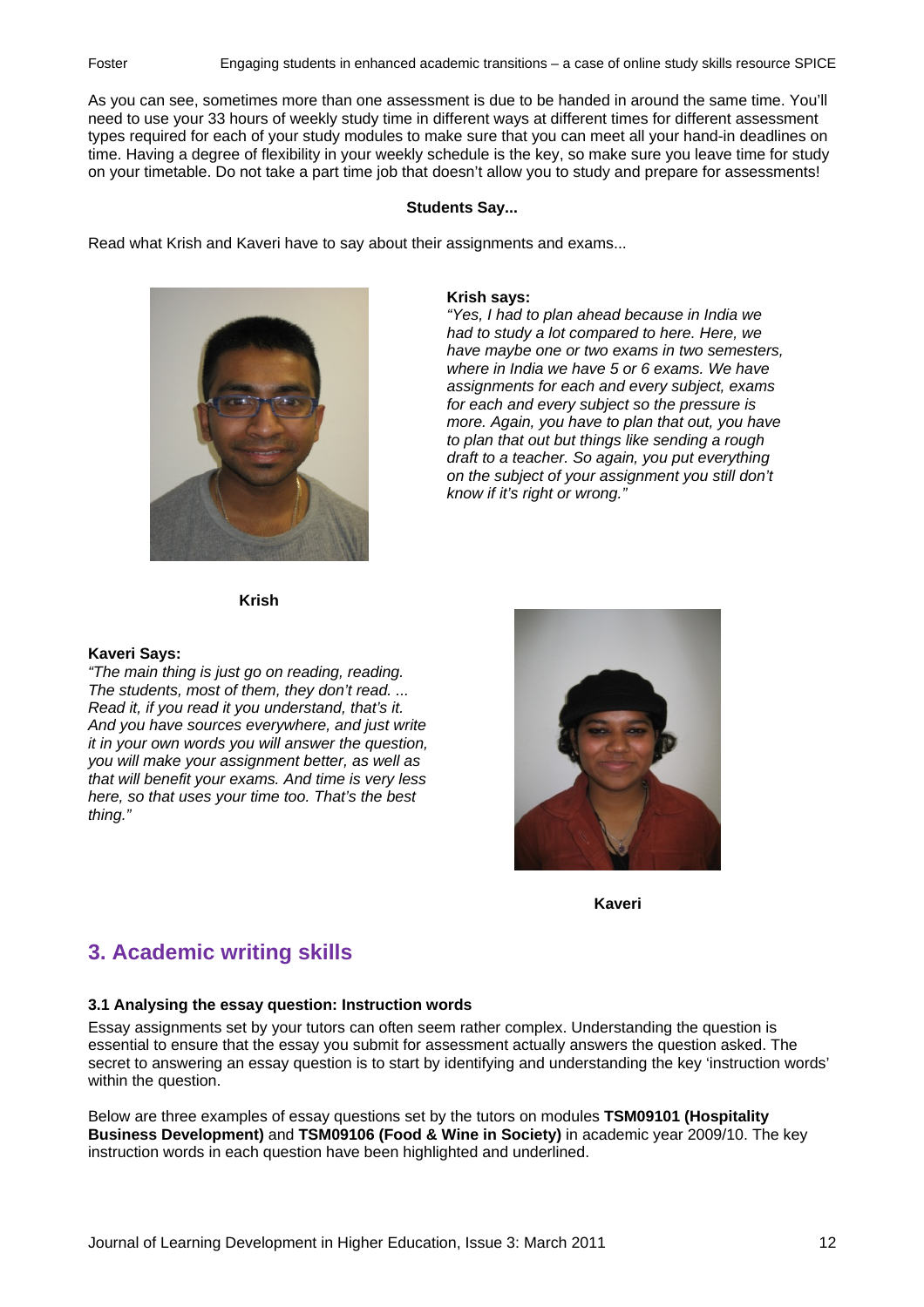As you can see, sometimes more than one assessment is due to be handed in around the same time. You'll need to use your 33 hours of weekly study time in different ways at different times for different assessment types required for each of your study modules to make sure that you can meet all your hand-in deadlines on time. Having a degree of flexibility in your weekly schedule is the key, so make sure you leave time for study on your timetable. Do not take a part time job that doesn't allow you to study and prepare for assessments!

**Students Say...**

Read what Krish and Kaveri have to say about their assignments and exams...

**Krish says:**

*"Yes, I had to plan ahead because in India we had to study a lot compared to here. Here, we have maybe one or two exams in two semesters, where in India we have 5 or 6 exams. We have assignments for each and every subject, exams for each and every subject so the pressure is more. Again, you have to plan that out, you have to plan that out but things like sending a rough draft to a teacher. So again, you put everything on the subject of your assignment you still don't know if it's right or wrong."*

**Krish**

**Kaveri Says:**

*"The main thing is just go on reading, reading. The students, most of them, they don't read. ... Read it, if you read it you understand, that's it. And you have sources everywhere, and just write it in your own words you will answer the question, you will make your assignment better, as well as that will benefit your exams. And time is very less here, so that uses your time too. That's the best thing."*

**Kaveri**

## 3. Academic writing skills

### 3.1 Analysing the essay question: Instruction words

Essay assignments set by your tutors can often seem rather complex. Understanding the question is essential to ensure that the essay you submit for assessment actually answers the question asked. The secret to answering an essay question is to start by identifying and understanding the key 'instruction words' within the question.

Below are three examples of essay questions set by the tutors on modules **TSM09101 (Hospitality Business Development)** and **TSM09106 (Food & Wine in Society)** in academic year 2009/10. The key instruction words in each question have been highlighted and underlined.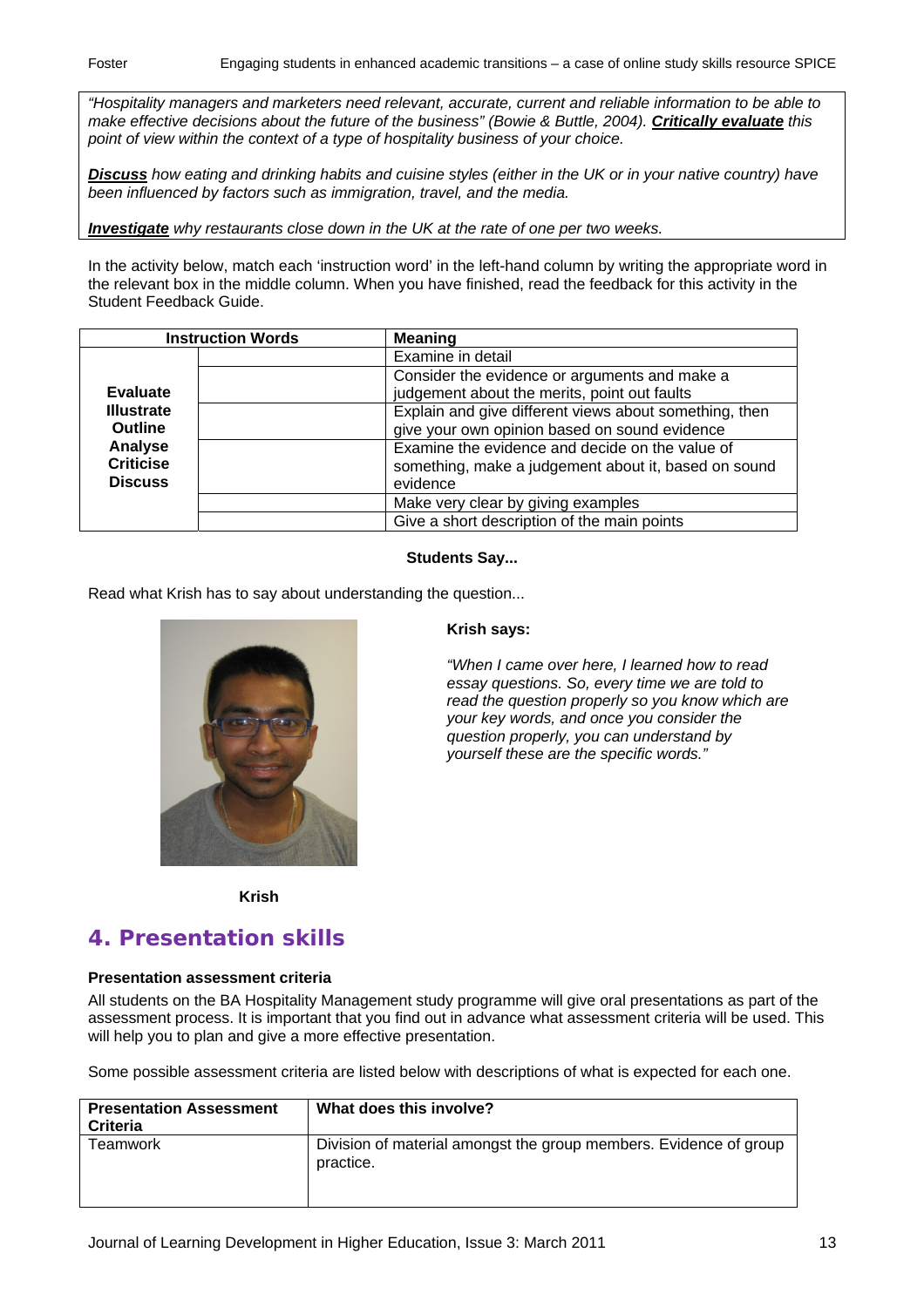> *"Hospitality managers and marketers need relevant, accurate, current and reliable information to be able to make effective decisions about the future of the business" (Bowie & Buttle, 2004).* ***Critically evaluate*** *this point of view within the context of a type of hospitality business of your choice.*
>
> ***Discuss*** *how eating and drinking habits and cuisine styles (either in the UK or in your native country) have been influenced by factors such as immigration, travel, and the media.*
>
> ***Investigate*** *why restaurants close down in the UK at the rate of one per two weeks.*

In the activity below, match each 'instruction word' in the left-hand column by writing the appropriate word in the relevant box in the middle column. When you have finished, read the feedback for this activity in the Student Feedback Guide.

| Instruction Words | | Meaning |
|---|---|---|
| **Evaluate** **Illustrate** **Outline** **Analyse** **Criticise** **Discuss** | | Examine in detail |
| | | Consider the evidence or arguments and make a judgement about the merits, point out faults |
| | | Explain and give different views about something, then give your own opinion based on sound evidence |
| | | Examine the evidence and decide on the value of something, make a judgement about it, based on sound evidence |
| | | Make very clear by giving examples |
| | | Give a short description of the main points |

**Students Say...**

Read what Krish has to say about understanding the question...

**Krish says:**

*"When I came over here, I learned how to read essay questions. So, every time we are told to read the question properly so you know which are your key words, and once you consider the question properly, you can understand by yourself these are the specific words."*

**Krish**

## 4. Presentation skills

**Presentation assessment criteria**

All students on the BA Hospitality Management study programme will give oral presentations as part of the assessment process. It is important that you find out in advance what assessment criteria will be used. This will help you to plan and give a more effective presentation.

Some possible assessment criteria are listed below with descriptions of what is expected for each one.

| Presentation Assessment Criteria | What does this involve? |
|---|---|
| Teamwork | Division of material amongst the group members. Evidence of group practice. |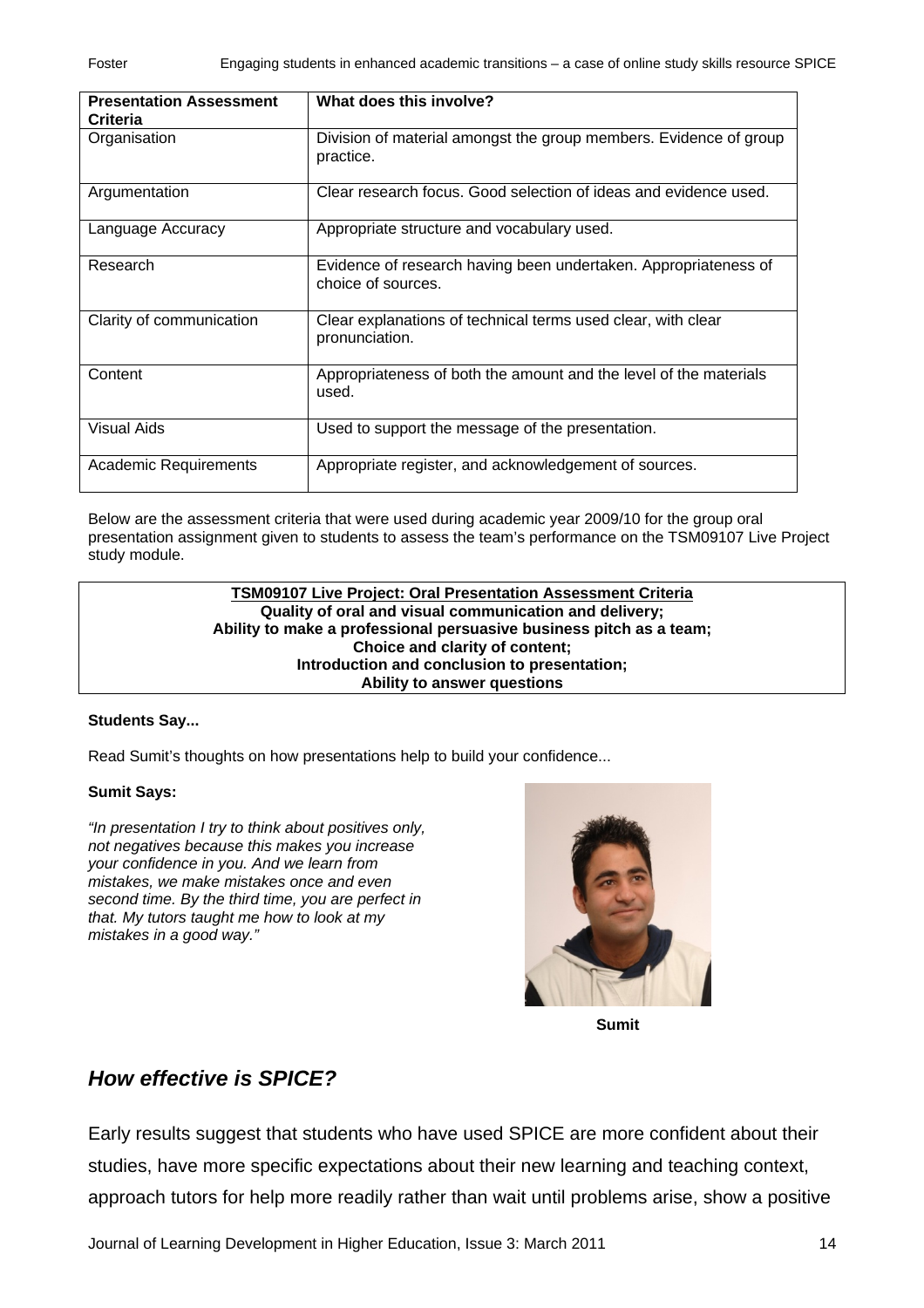| Presentation Assessment Criteria | What does this involve? |
|---|---|
| Organisation | Division of material amongst the group members. Evidence of group practice. |
| Argumentation | Clear research focus. Good selection of ideas and evidence used. |
| Language Accuracy | Appropriate structure and vocabulary used. |
| Research | Evidence of research having been undertaken. Appropriateness of choice of sources. |
| Clarity of communication | Clear explanations of technical terms used clear, with clear pronunciation. |
| Content | Appropriateness of both the amount and the level of the materials used. |
| Visual Aids | Used to support the message of the presentation. |
| Academic Requirements | Appropriate register, and acknowledgement of sources. |

Below are the assessment criteria that were used during academic year 2009/10 for the group oral presentation assignment given to students to assess the team's performance on the TSM09107 Live Project study module.

> **TSM09107 Live Project: Oral Presentation Assessment Criteria**
> **Quality of oral and visual communication and delivery;**
> **Ability to make a professional persuasive business pitch as a team;**
> **Choice and clarity of content;**
> **Introduction and conclusion to presentation;**
> **Ability to answer questions**

**Students Say...**

Read Sumit's thoughts on how presentations help to build your confidence...

**Sumit Says:**

*"In presentation I try to think about positives only, not negatives because this makes you increase your confidence in you. And we learn from mistakes, we make mistakes once and even second time. By the third time, you are perfect in that. My tutors taught me how to look at my mistakes in a good way."*

**Sumit**

## *How effective is SPICE?*

Early results suggest that students who have used SPICE are more confident about their studies, have more specific expectations about their new learning and teaching context, approach tutors for help more readily rather than wait until problems arise, show a positive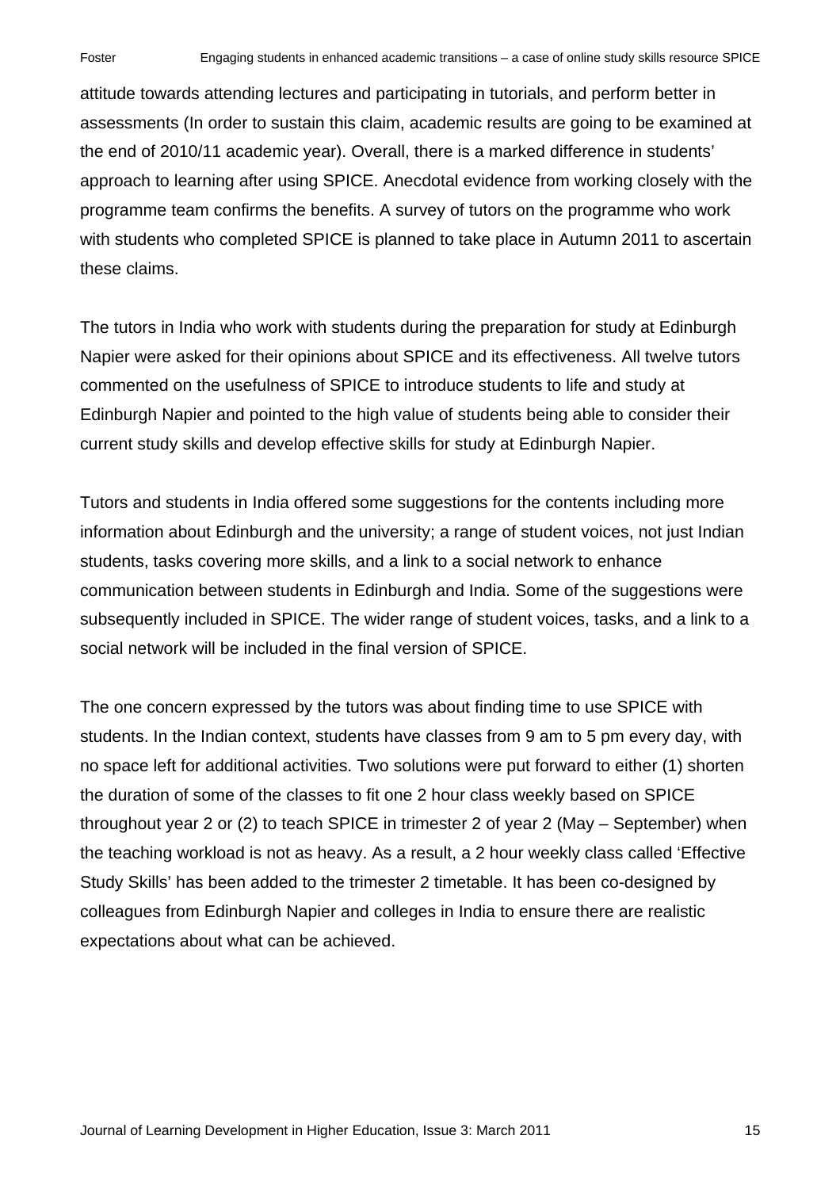attitude towards attending lectures and participating in tutorials, and perform better in assessments (In order to sustain this claim, academic results are going to be examined at the end of 2010/11 academic year). Overall, there is a marked difference in students' approach to learning after using SPICE. Anecdotal evidence from working closely with the programme team confirms the benefits. A survey of tutors on the programme who work with students who completed SPICE is planned to take place in Autumn 2011 to ascertain these claims.

The tutors in India who work with students during the preparation for study at Edinburgh Napier were asked for their opinions about SPICE and its effectiveness. All twelve tutors commented on the usefulness of SPICE to introduce students to life and study at Edinburgh Napier and pointed to the high value of students being able to consider their current study skills and develop effective skills for study at Edinburgh Napier.

Tutors and students in India offered some suggestions for the contents including more information about Edinburgh and the university; a range of student voices, not just Indian students, tasks covering more skills, and a link to a social network to enhance communication between students in Edinburgh and India. Some of the suggestions were subsequently included in SPICE. The wider range of student voices, tasks, and a link to a social network will be included in the final version of SPICE.

The one concern expressed by the tutors was about finding time to use SPICE with students. In the Indian context, students have classes from 9 am to 5 pm every day, with no space left for additional activities. Two solutions were put forward to either (1) shorten the duration of some of the classes to fit one 2 hour class weekly based on SPICE throughout year 2 or (2) to teach SPICE in trimester 2 of year 2 (May – September) when the teaching workload is not as heavy. As a result, a 2 hour weekly class called 'Effective Study Skills' has been added to the trimester 2 timetable. It has been co-designed by colleagues from Edinburgh Napier and colleges in India to ensure there are realistic expectations about what can be achieved.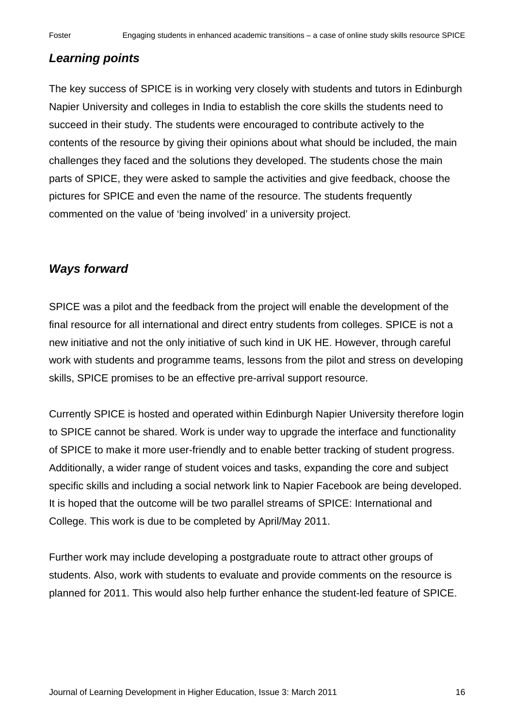## *Learning points*

The key success of SPICE is in working very closely with students and tutors in Edinburgh Napier University and colleges in India to establish the core skills the students need to succeed in their study. The students were encouraged to contribute actively to the contents of the resource by giving their opinions about what should be included, the main challenges they faced and the solutions they developed. The students chose the main parts of SPICE, they were asked to sample the activities and give feedback, choose the pictures for SPICE and even the name of the resource. The students frequently commented on the value of 'being involved' in a university project.

## *Ways forward*

SPICE was a pilot and the feedback from the project will enable the development of the final resource for all international and direct entry students from colleges. SPICE is not a new initiative and not the only initiative of such kind in UK HE. However, through careful work with students and programme teams, lessons from the pilot and stress on developing skills, SPICE promises to be an effective pre-arrival support resource.

Currently SPICE is hosted and operated within Edinburgh Napier University therefore login to SPICE cannot be shared. Work is under way to upgrade the interface and functionality of SPICE to make it more user-friendly and to enable better tracking of student progress. Additionally, a wider range of student voices and tasks, expanding the core and subject specific skills and including a social network link to Napier Facebook are being developed. It is hoped that the outcome will be two parallel streams of SPICE: International and College. This work is due to be completed by April/May 2011.

Further work may include developing a postgraduate route to attract other groups of students. Also, work with students to evaluate and provide comments on the resource is planned for 2011. This would also help further enhance the student-led feature of SPICE.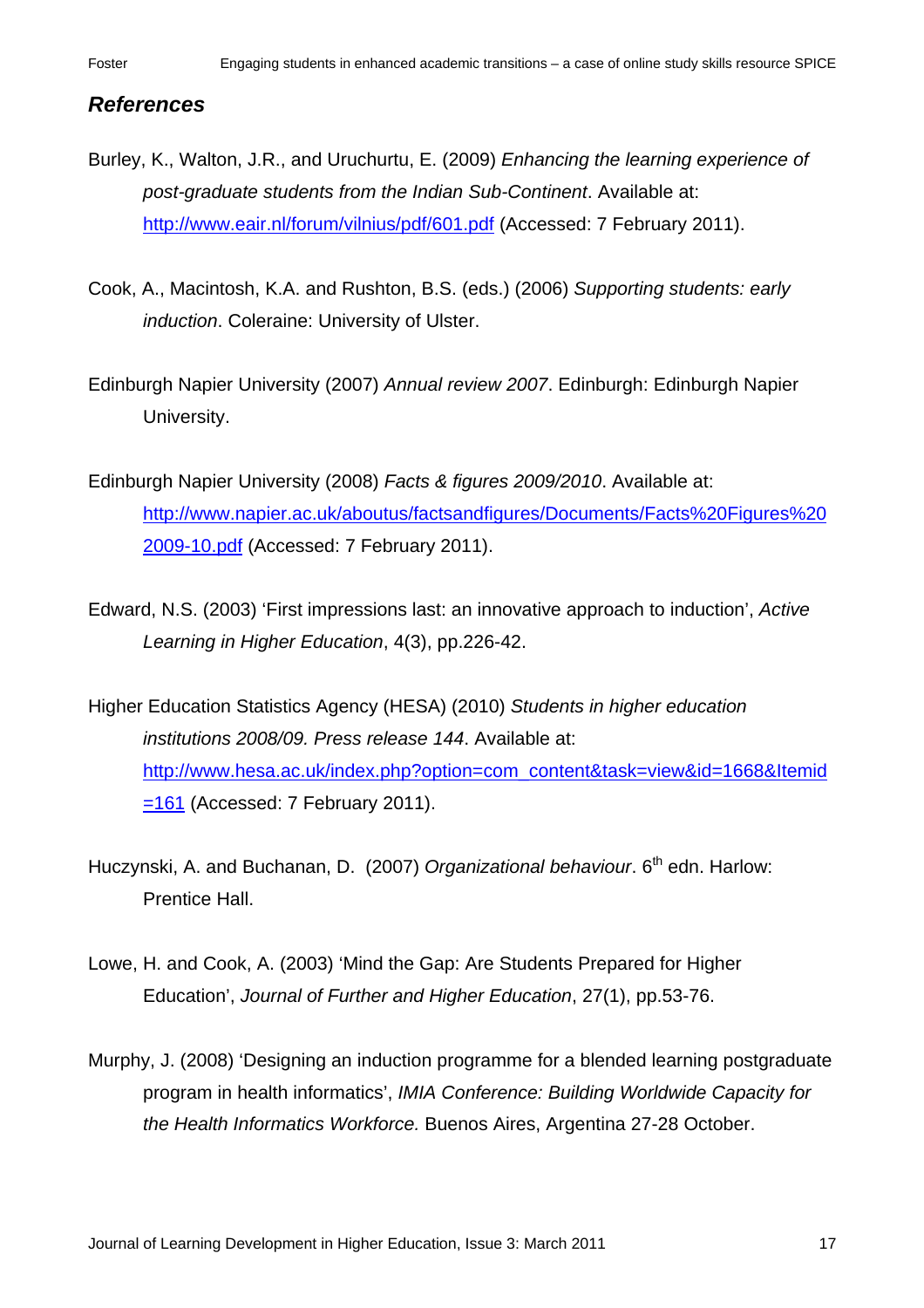## *References*

Burley, K., Walton, J.R., and Uruchurtu, E. (2009) *Enhancing the learning experience of post-graduate students from the Indian Sub-Continent*. Available at: http://www.eair.nl/forum/vilnius/pdf/601.pdf (Accessed: 7 February 2011).

Cook, A., Macintosh, K.A. and Rushton, B.S. (eds.) (2006) *Supporting students: early induction*. Coleraine: University of Ulster.

Edinburgh Napier University (2007) *Annual review 2007*. Edinburgh: Edinburgh Napier University.

Edinburgh Napier University (2008) *Facts & figures 2009/2010*. Available at: http://www.napier.ac.uk/aboutus/factsandfigures/Documents/Facts%20Figures%202009-10.pdf (Accessed: 7 February 2011).

Edward, N.S. (2003) 'First impressions last: an innovative approach to induction', *Active Learning in Higher Education*, 4(3), pp.226-42.

Higher Education Statistics Agency (HESA) (2010) *Students in higher education institutions 2008/09. Press release 144*. Available at: http://www.hesa.ac.uk/index.php?option=com_content&task=view&id=1668&Itemid=161 (Accessed: 7 February 2011).

Huczynski, A. and Buchanan, D. (2007) *Organizational behaviour*. 6th edn. Harlow: Prentice Hall.

Lowe, H. and Cook, A. (2003) 'Mind the Gap: Are Students Prepared for Higher Education', *Journal of Further and Higher Education*, 27(1), pp.53-76.

Murphy, J. (2008) 'Designing an induction programme for a blended learning postgraduate program in health informatics', *IMIA Conference: Building Worldwide Capacity for the Health Informatics Workforce.* Buenos Aires, Argentina 27-28 October.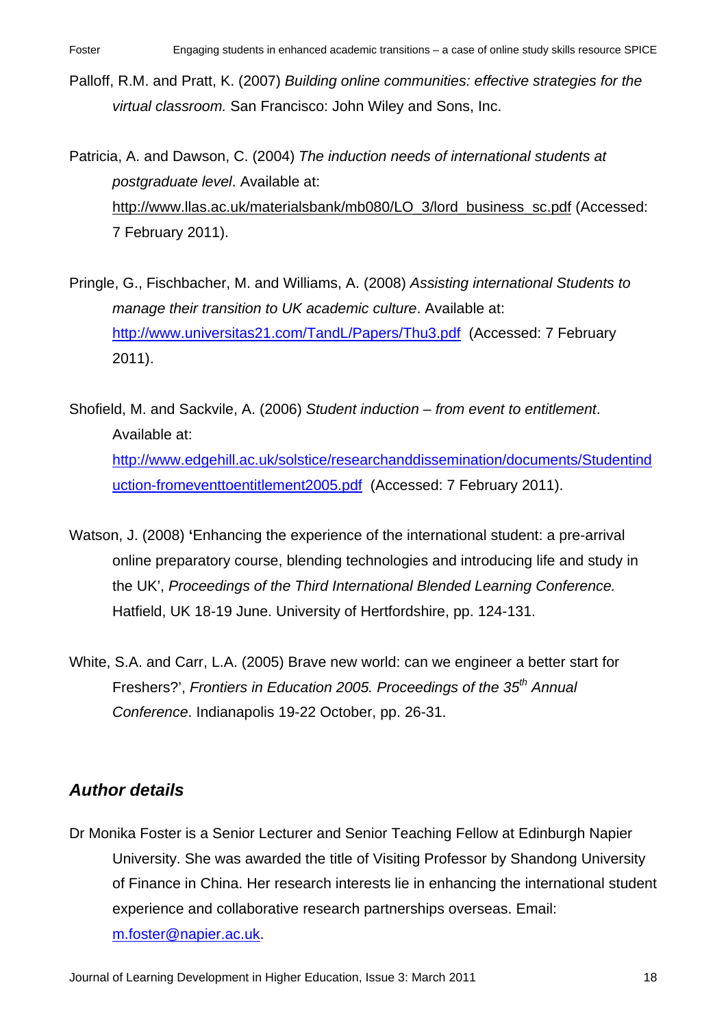Palloff, R.M. and Pratt, K. (2007) *Building online communities: effective strategies for the virtual classroom.* San Francisco: John Wiley and Sons, Inc.

Patricia, A. and Dawson, C. (2004) *The induction needs of international students at postgraduate level*. Available at: http://www.llas.ac.uk/materialsbank/mb080/LO_3/lord_business_sc.pdf (Accessed: 7 February 2011).

Pringle, G., Fischbacher, M. and Williams, A. (2008) *Assisting international Students to manage their transition to UK academic culture*. Available at: http://www.universitas21.com/TandL/Papers/Thu3.pdf (Accessed: 7 February 2011).

Shofield, M. and Sackvile, A. (2006) *Student induction – from event to entitlement*. Available at: http://www.edgehill.ac.uk/solstice/researchanddissemination/documents/Studentinduction-fromeventtoentitlement2005.pdf (Accessed: 7 February 2011).

Watson, J. (2008) 'Enhancing the experience of the international student: a pre-arrival online preparatory course, blending technologies and introducing life and study in the UK', *Proceedings of the Third International Blended Learning Conference.* Hatfield, UK 18-19 June. University of Hertfordshire, pp. 124-131.

White, S.A. and Carr, L.A. (2005) Brave new world: can we engineer a better start for Freshers?', *Frontiers in Education 2005. Proceedings of the 35th Annual Conference*. Indianapolis 19-22 October, pp. 26-31.

## *Author details*

Dr Monika Foster is a Senior Lecturer and Senior Teaching Fellow at Edinburgh Napier University. She was awarded the title of Visiting Professor by Shandong University of Finance in China. Her research interests lie in enhancing the international student experience and collaborative research partnerships overseas. Email: m.foster@napier.ac.uk.